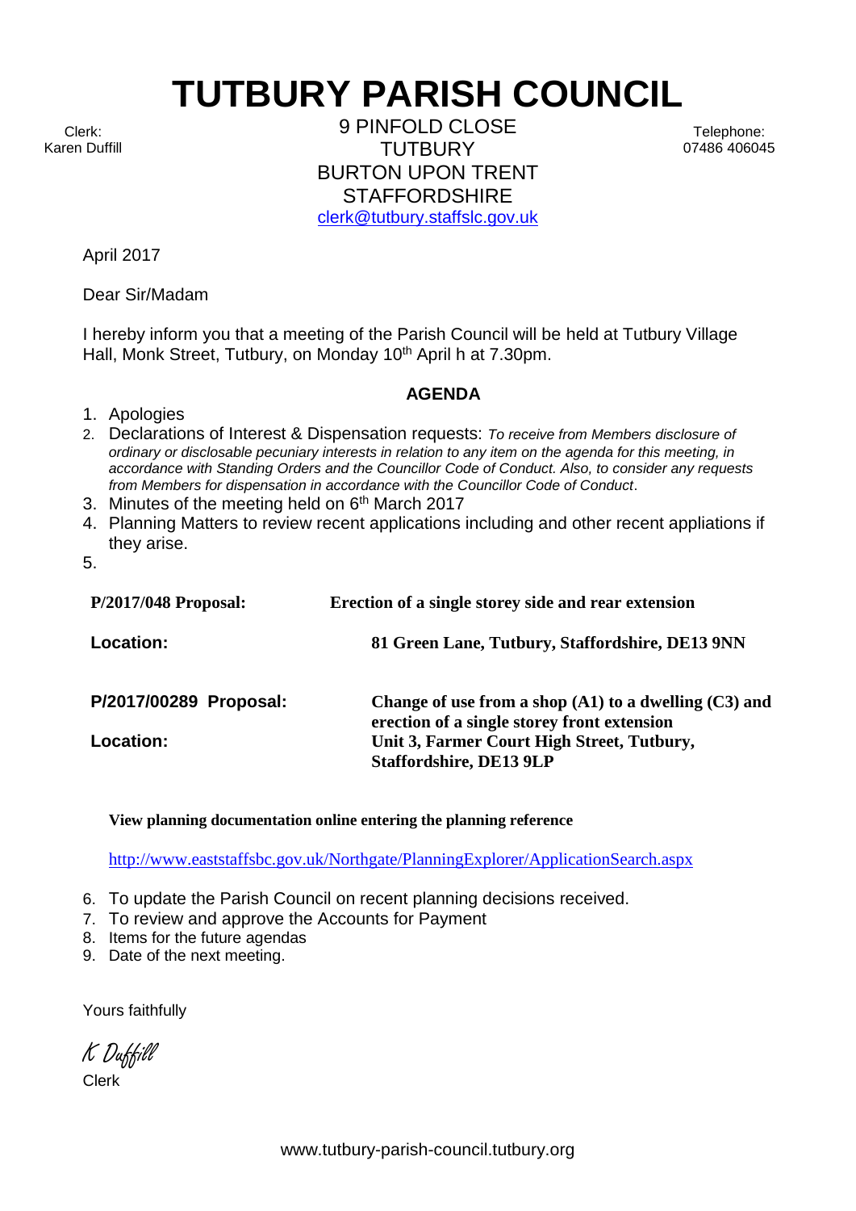# TUTBURY PARISH COUNCIL

Clerk:
Karen Duffill

9 PINFOLD CLOSE
TUTBURY
BURTON UPON TRENT
STAFFORDSHIRE
clerk@tutbury.staffslc.gov.uk

Telephone:
07486 406045

April 2017

Dear Sir/Madam

I hereby inform you that a meeting of the Parish Council will be held at Tutbury Village Hall, Monk Street, Tutbury, on Monday 10th April h at 7.30pm.

## AGENDA

1. Apologies
2. Declarations of Interest & Dispensation requests: *To receive from Members disclosure of ordinary or disclosable pecuniary interests in relation to any item on the agenda for this meeting, in accordance with Standing Orders and the Councillor Code of Conduct. Also, to consider any requests from Members for dispensation in accordance with the Councillor Code of Conduct*.
3. Minutes of the meeting held on 6th March 2017
4. Planning Matters to review recent applications including and other recent appliations if they arise.
5.

| | |
|---|---|
| **P/2017/048 Proposal:** | **Erection of a single storey side and rear extension** |
| **Location:** | **81 Green Lane, Tutbury, Staffordshire, DE13 9NN** |
| **P/2017/00289 Proposal:** | **Change of use from a shop (A1) to a dwelling (C3) and erection of a single storey front extension** |
| **Location:** | **Unit 3, Farmer Court High Street, Tutbury, Staffordshire, DE13 9LP** |

**View planning documentation online entering the planning reference**

http://www.eaststaffsbc.gov.uk/Northgate/PlanningExplorer/ApplicationSearch.aspx

6. To update the Parish Council on recent planning decisions received.
7. To review and approve the Accounts for Payment
8. Items for the future agendas
9. Date of the next meeting.

Yours faithfully

K Duffill

Clerk

www.tutbury-parish-council.tutbury.org